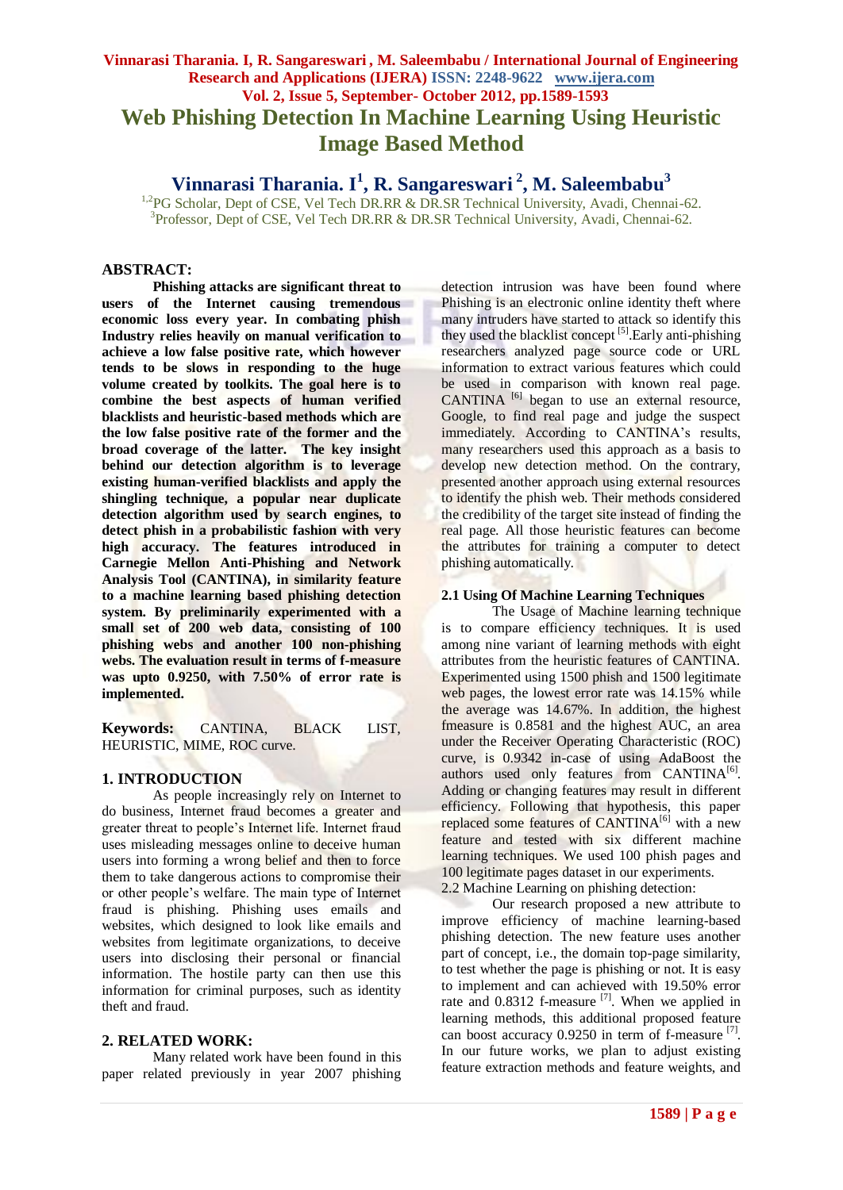# Web Phishing Detection In Machine Learning Using Heuristic Image Based Method

## Vinnarasi Tharania. I[1], R. Sangareswari [2], M. Saleembabu[3]

[1,2]PG Scholar, Dept of CSE, Vel Tech DR.RR & DR.SR Technical University, Avadi, Chennai-62.
[3]Professor, Dept of CSE, Vel Tech DR.RR & DR.SR Technical University, Avadi, Chennai-62.

## ABSTRACT:

**Phishing attacks are significant threat to users of the Internet causing tremendous economic loss every year. In combating phish Industry relies heavily on manual verification to achieve a low false positive rate, which however tends to be slows in responding to the huge volume created by toolkits. The goal here is to combine the best aspects of human verified blacklists and heuristic-based methods which are the low false positive rate of the former and the broad coverage of the latter. The key insight behind our detection algorithm is to leverage existing human-verified blacklists and apply the shingling technique, a popular near duplicate detection algorithm used by search engines, to detect phish in a probabilistic fashion with very high accuracy. The features introduced in Carnegie Mellon Anti-Phishing and Network Analysis Tool (CANTINA), in similarity feature to a machine learning based phishing detection system. By preliminarily experimented with a small set of 200 web data, consisting of 100 phishing webs and another 100 non-phishing webs. The evaluation result in terms of f-measure was upto 0.9250, with 7.50% of error rate is implemented.**

**Keywords:** CANTINA, BLACK LIST, HEURISTIC, MIME, ROC curve.

## 1. INTRODUCTION

As people increasingly rely on Internet to do business, Internet fraud becomes a greater and greater threat to people's Internet life. Internet fraud uses misleading messages online to deceive human users into forming a wrong belief and then to force them to take dangerous actions to compromise their or other people's welfare. The main type of Internet fraud is phishing. Phishing uses emails and websites, which designed to look like emails and websites from legitimate organizations, to deceive users into disclosing their personal or financial information. The hostile party can then use this information for criminal purposes, such as identity theft and fraud.

## 2. RELATED WORK:

Many related work have been found in this paper related previously in year 2007 phishing detection intrusion was have been found where Phishing is an electronic online identity theft where many intruders have started to attack so identify this they used the blacklist concept [5].Early anti-phishing researchers analyzed page source code or URL information to extract various features which could be used in comparison with known real page. CANTINA [6] began to use an external resource, Google, to find real page and judge the suspect immediately. According to CANTINA's results, many researchers used this approach as a basis to develop new detection method. On the contrary, presented another approach using external resources to identify the phish web. Their methods considered the credibility of the target site instead of finding the real page. All those heuristic features can become the attributes for training a computer to detect phishing automatically.

### 2.1 Using Of Machine Learning Techniques

The Usage of Machine learning technique is to compare efficiency techniques. It is used among nine variant of learning methods with eight attributes from the heuristic features of CANTINA. Experimented using 1500 phish and 1500 legitimate web pages, the lowest error rate was 14.15% while the average was 14.67%. In addition, the highest fmeasure is 0.8581 and the highest AUC, an area under the Receiver Operating Characteristic (ROC) curve, is 0.9342 in-case of using AdaBoost the authors used only features from CANTINA[6]. Adding or changing features may result in different efficiency. Following that hypothesis, this paper replaced some features of CANTINA[6] with a new feature and tested with six different machine learning techniques. We used 100 phish pages and 100 legitimate pages dataset in our experiments.

2.2 Machine Learning on phishing detection:

Our research proposed a new attribute to improve efficiency of machine learning-based phishing detection. The new feature uses another part of concept, i.e., the domain top-page similarity, to test whether the page is phishing or not. It is easy to implement and can achieved with 19.50% error rate and 0.8312 f-measure [7]. When we applied in learning methods, this additional proposed feature can boost accuracy 0.9250 in term of f-measure [7]. In our future works, we plan to adjust existing feature extraction methods and feature weights, and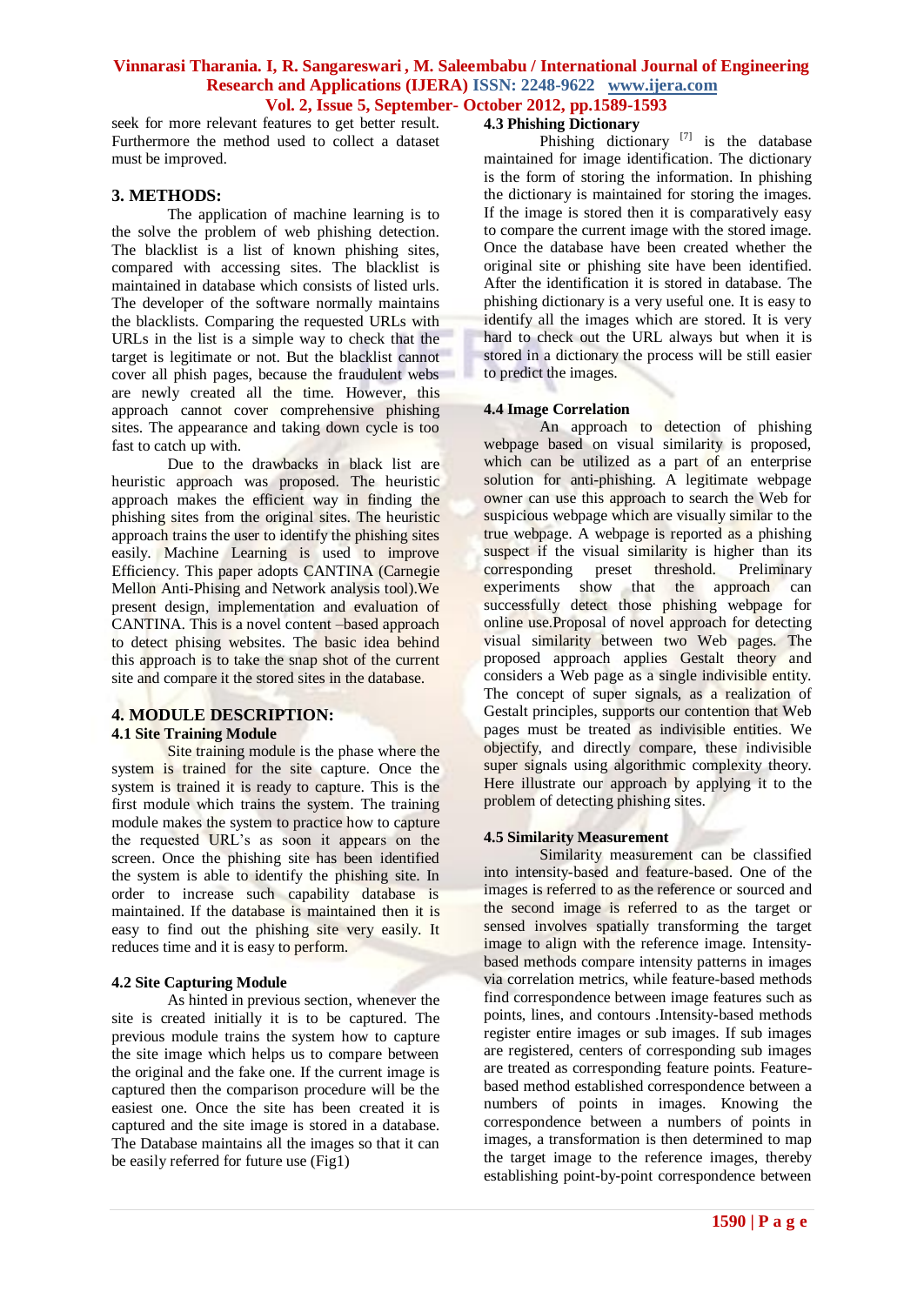seek for more relevant features to get better result. Furthermore the method used to collect a dataset must be improved.

## 3. METHODS:

The application of machine learning is to the solve the problem of web phishing detection. The blacklist is a list of known phishing sites, compared with accessing sites. The blacklist is maintained in database which consists of listed urls. The developer of the software normally maintains the blacklists. Comparing the requested URLs with URLs in the list is a simple way to check that the target is legitimate or not. But the blacklist cannot cover all phish pages, because the fraudulent webs are newly created all the time. However, this approach cannot cover comprehensive phishing sites. The appearance and taking down cycle is too fast to catch up with.

Due to the drawbacks in black list are heuristic approach was proposed. The heuristic approach makes the efficient way in finding the phishing sites from the original sites. The heuristic approach trains the user to identify the phishing sites easily. Machine Learning is used to improve Efficiency. This paper adopts CANTINA (Carnegie Mellon Anti-Phising and Network analysis tool).We present design, implementation and evaluation of CANTINA. This is a novel content –based approach to detect phising websites. The basic idea behind this approach is to take the snap shot of the current site and compare it the stored sites in the database.

## 4. MODULE DESCRIPTION:

### 4.1 Site Training Module

Site training module is the phase where the system is trained for the site capture. Once the system is trained it is ready to capture. This is the first module which trains the system. The training module makes the system to practice how to capture the requested URL's as soon it appears on the screen. Once the phishing site has been identified the system is able to identify the phishing site. In order to increase such capability database is maintained. If the database is maintained then it is easy to find out the phishing site very easily. It reduces time and it is easy to perform.

### 4.2 Site Capturing Module

As hinted in previous section, whenever the site is created initially it is to be captured. The previous module trains the system how to capture the site image which helps us to compare between the original and the fake one. If the current image is captured then the comparison procedure will be the easiest one. Once the site has been created it is captured and the site image is stored in a database. The Database maintains all the images so that it can be easily referred for future use (Fig1)

### 4.3 Phishing Dictionary

Phishing dictionary [7] is the database maintained for image identification. The dictionary is the form of storing the information. In phishing the dictionary is maintained for storing the images. If the image is stored then it is comparatively easy to compare the current image with the stored image. Once the database have been created whether the original site or phishing site have been identified. After the identification it is stored in database. The phishing dictionary is a very useful one. It is easy to identify all the images which are stored. It is very hard to check out the URL always but when it is stored in a dictionary the process will be still easier to predict the images.

### 4.4 Image Correlation

An approach to detection of phishing webpage based on visual similarity is proposed, which can be utilized as a part of an enterprise solution for anti-phishing. A legitimate webpage owner can use this approach to search the Web for suspicious webpage which are visually similar to the true webpage. A webpage is reported as a phishing suspect if the visual similarity is higher than its corresponding preset threshold. Preliminary experiments show that the approach can successfully detect those phishing webpage for online use.Proposal of novel approach for detecting visual similarity between two Web pages. The proposed approach applies Gestalt theory and considers a Web page as a single indivisible entity. The concept of super signals, as a realization of Gestalt principles, supports our contention that Web pages must be treated as indivisible entities. We objectify, and directly compare, these indivisible super signals using algorithmic complexity theory. Here illustrate our approach by applying it to the problem of detecting phishing sites.

### 4.5 Similarity Measurement

Similarity measurement can be classified into intensity-based and feature-based. One of the images is referred to as the reference or sourced and the second image is referred to as the target or sensed involves spatially transforming the target image to align with the reference image. Intensity-based methods compare intensity patterns in images via correlation metrics, while feature-based methods find correspondence between image features such as points, lines, and contours .Intensity-based methods register entire images or sub images. If sub images are registered, centers of corresponding sub images are treated as corresponding feature points. Feature-based method established correspondence between a numbers of points in images. Knowing the correspondence between a numbers of points in images, a transformation is then determined to map the target image to the reference images, thereby establishing point-by-point correspondence between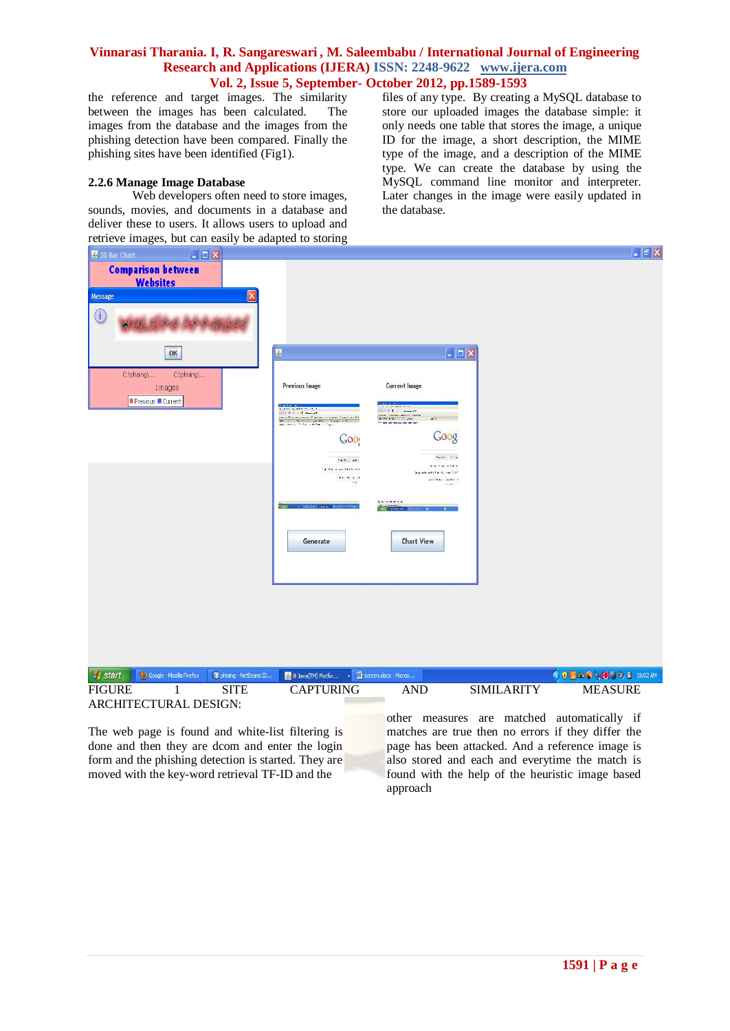the reference and target images. The similarity between the images has been calculated. The images from the database and the images from the phishing detection have been compared. Finally the phishing sites have been identified (Fig1).

### 2.2.6 Manage Image Database

Web developers often need to store images, sounds, movies, and documents in a database and deliver these to users. It allows users to upload and retrieve images, but can easily be adapted to storing files of any type. By creating a MySQL database to store our uploaded images the database simple: it only needs one table that stores the image, a unique ID for the image, a short description, the MIME type of the image, and a description of the MIME type. We can create the database by using the MySQL command line monitor and interpreter. Later changes in the image were easily updated in the database.

FIGURE 1 SITE CAPTURING AND SIMILARITY MEASURE ARCHITECTURAL DESIGN:

The web page is found and white-list filtering is done and then they are dcom and enter the login form and the phishing detection is started. They are moved with the key-word retrieval TF-ID and the other measures are matched automatically if matches are true then no errors if they differ the page has been attacked. And a reference image is also stored and each and everytime the match is found with the help of the heuristic image based approach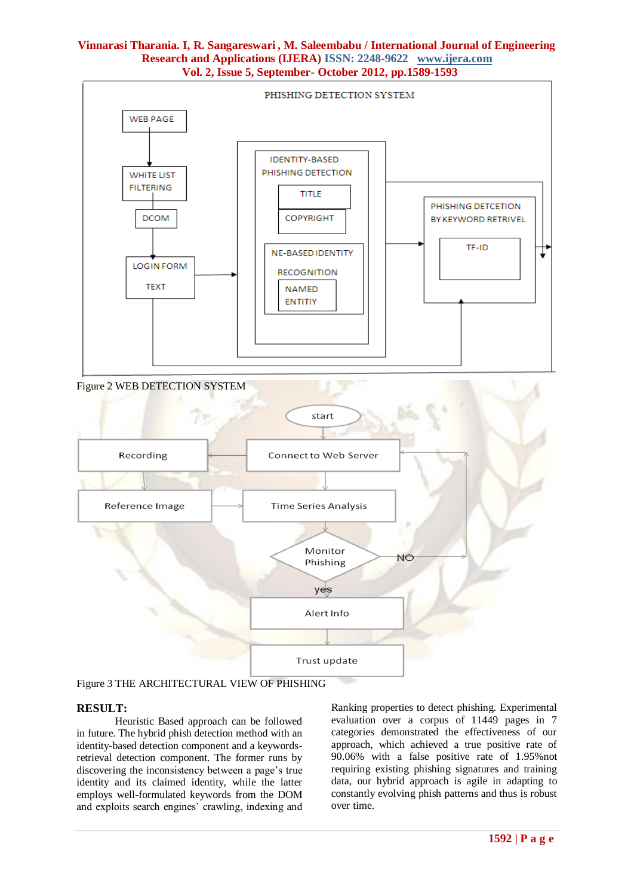Figure 2 WEB DETECTION SYSTEM

Figure 3 THE ARCHITECTURAL VIEW OF PHISHING

**RESULT:**

Heuristic Based approach can be followed in future. The hybrid phish detection method with an identity-based detection component and a keywords-retrieval detection component. The former runs by discovering the inconsistency between a page's true identity and its claimed identity, while the latter employs well-formulated keywords from the DOM and exploits search engines' crawling, indexing and Ranking properties to detect phishing. Experimental evaluation over a corpus of 11449 pages in 7 categories demonstrated the effectiveness of our approach, which achieved a true positive rate of 90.06% with a false positive rate of 1.95%not requiring existing phishing signatures and training data, our hybrid approach is agile in adapting to constantly evolving phish patterns and thus is robust over time.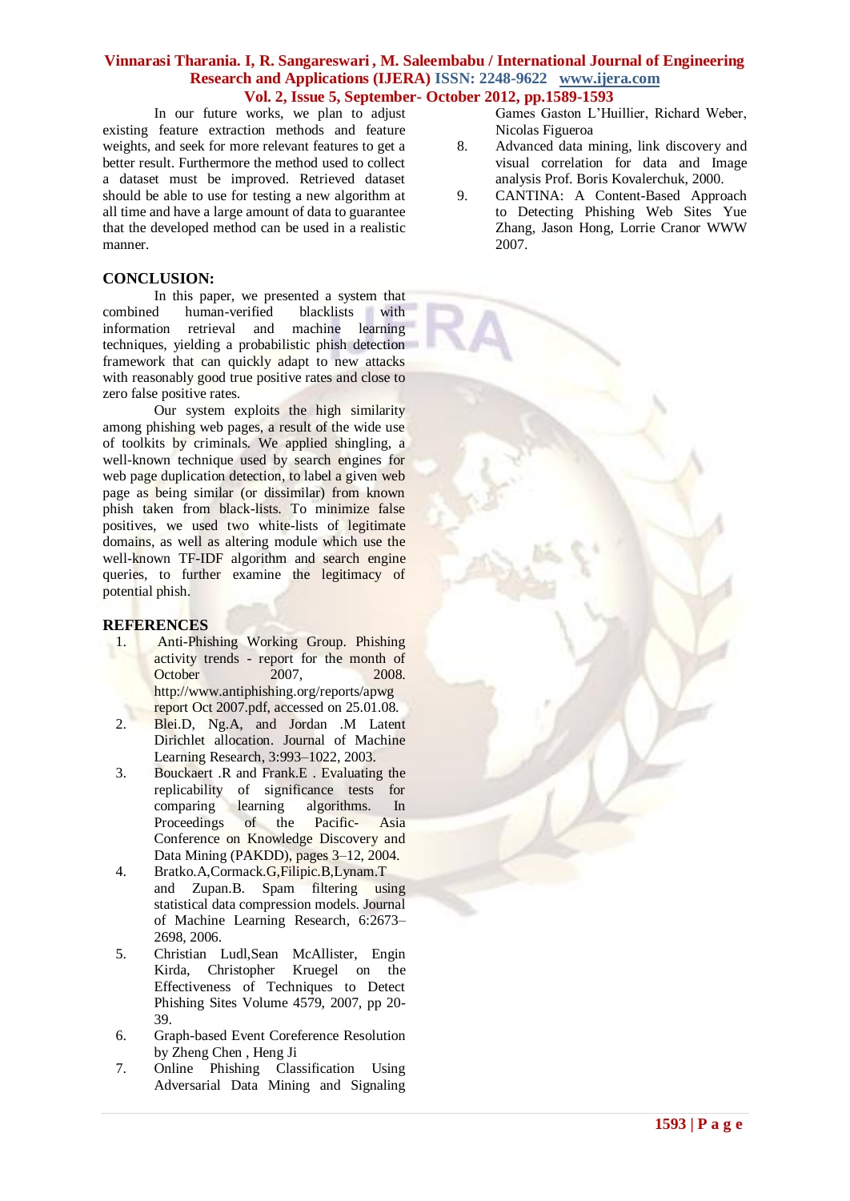In our future works, we plan to adjust existing feature extraction methods and feature weights, and seek for more relevant features to get a better result. Furthermore the method used to collect a dataset must be improved. Retrieved dataset should be able to use for testing a new algorithm at all time and have a large amount of data to guarantee that the developed method can be used in a realistic manner.

## CONCLUSION:

In this paper, we presented a system that combined human-verified blacklists with information retrieval and machine learning techniques, yielding a probabilistic phish detection framework that can quickly adapt to new attacks with reasonably good true positive rates and close to zero false positive rates.

Our system exploits the high similarity among phishing web pages, a result of the wide use of toolkits by criminals. We applied shingling, a well-known technique used by search engines for web page duplication detection, to label a given web page as being similar (or dissimilar) from known phish taken from black-lists. To minimize false positives, we used two white-lists of legitimate domains, as well as altering module which use the well-known TF-IDF algorithm and search engine queries, to further examine the legitimacy of potential phish.

## REFERENCES

1. Anti-Phishing Working Group. Phishing activity trends - report for the month of October 2007, 2008. http://www.antiphishing.org/reports/apwg report Oct 2007.pdf, accessed on 25.01.08.
2. Blei.D, Ng.A, and Jordan .M Latent Dirichlet allocation. Journal of Machine Learning Research, 3:993–1022, 2003.
3. Bouckaert .R and Frank.E . Evaluating the replicability of significance tests for comparing learning algorithms. In Proceedings of the Pacific- Asia Conference on Knowledge Discovery and Data Mining (PAKDD), pages 3–12, 2004.
4. Bratko.A,Cormack.G,Filipic.B,Lynam.T and Zupan.B. Spam filtering using statistical data compression models. Journal of Machine Learning Research, 6:2673–2698, 2006.
5. Christian Ludl,Sean McAllister, Engin Kirda, Christopher Kruegel on the Effectiveness of Techniques to Detect Phishing Sites Volume 4579, 2007, pp 20-39.
6. Graph-based Event Coreference Resolution by Zheng Chen , Heng Ji
7. Online Phishing Classification Using Adversarial Data Mining and Signaling Games Gaston L'Huillier, Richard Weber, Nicolas Figueroa
8. Advanced data mining, link discovery and visual correlation for data and Image analysis Prof. Boris Kovalerchuk, 2000.
9. CANTINA: A Content-Based Approach to Detecting Phishing Web Sites Yue Zhang, Jason Hong, Lorrie Cranor WWW 2007.